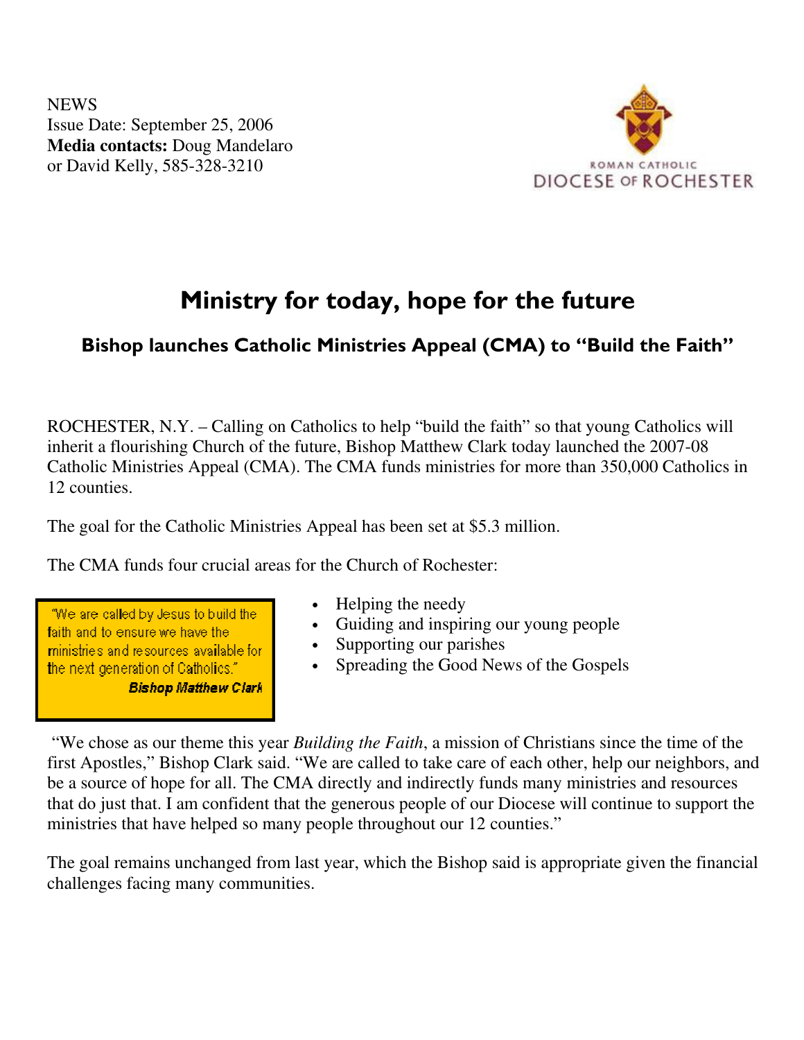NEWS
Issue Date: September 25, 2006
**Media contacts:** Doug Mandelaro or David Kelly, 585-328-3210

ROMAN CATHOLIC
DIOCESE OF ROCHESTER

# Ministry for today, hope for the future

## Bishop launches Catholic Ministries Appeal (CMA) to "Build the Faith"

ROCHESTER, N.Y. – Calling on Catholics to help "build the faith" so that young Catholics will inherit a flourishing Church of the future, Bishop Matthew Clark today launched the 2007-08 Catholic Ministries Appeal (CMA). The CMA funds ministries for more than 350,000 Catholics in 12 counties.

The goal for the Catholic Ministries Appeal has been set at $5.3 million.

The CMA funds four crucial areas for the Church of Rochester:

- Helping the needy
- Guiding and inspiring our young people
- Supporting our parishes
- Spreading the Good News of the Gospels

"We are called by Jesus to build the faith and to ensure we have the ministries and resources available for the next generation of Catholics."
***Bishop Matthew Clark***

"We chose as our theme this year *Building the Faith*, a mission of Christians since the time of the first Apostles," Bishop Clark said. "We are called to take care of each other, help our neighbors, and be a source of hope for all. The CMA directly and indirectly funds many ministries and resources that do just that. I am confident that the generous people of our Diocese will continue to support the ministries that have helped so many people throughout our 12 counties."

The goal remains unchanged from last year, which the Bishop said is appropriate given the financial challenges facing many communities.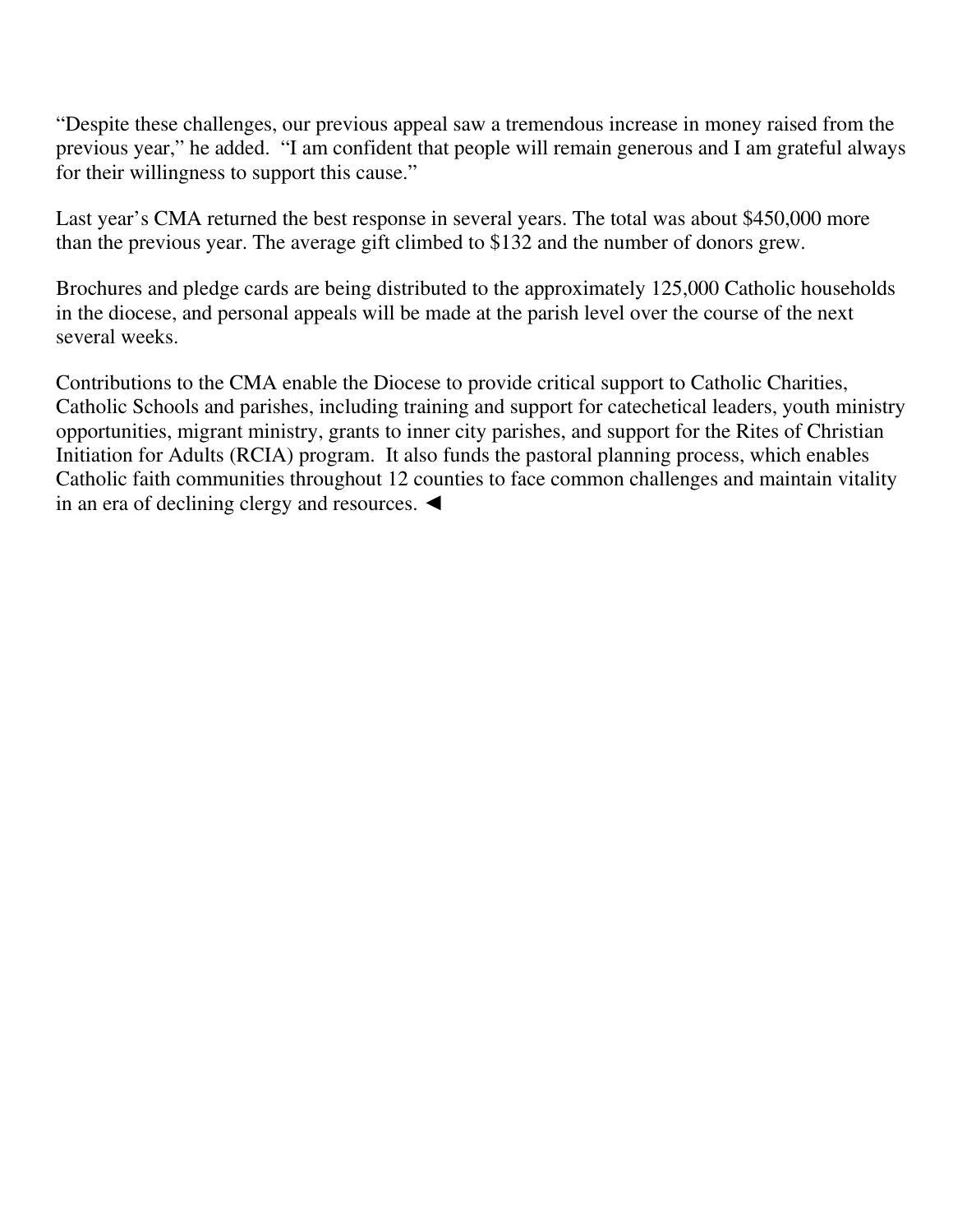"Despite these challenges, our previous appeal saw a tremendous increase in money raised from the previous year," he added. "I am confident that people will remain generous and I am grateful always for their willingness to support this cause."

Last year's CMA returned the best response in several years. The total was about $450,000 more than the previous year. The average gift climbed to $132 and the number of donors grew.

Brochures and pledge cards are being distributed to the approximately 125,000 Catholic households in the diocese, and personal appeals will be made at the parish level over the course of the next several weeks.

Contributions to the CMA enable the Diocese to provide critical support to Catholic Charities, Catholic Schools and parishes, including training and support for catechetical leaders, youth ministry opportunities, migrant ministry, grants to inner city parishes, and support for the Rites of Christian Initiation for Adults (RCIA) program. It also funds the pastoral planning process, which enables Catholic faith communities throughout 12 counties to face common challenges and maintain vitality in an era of declining clergy and resources. ◄